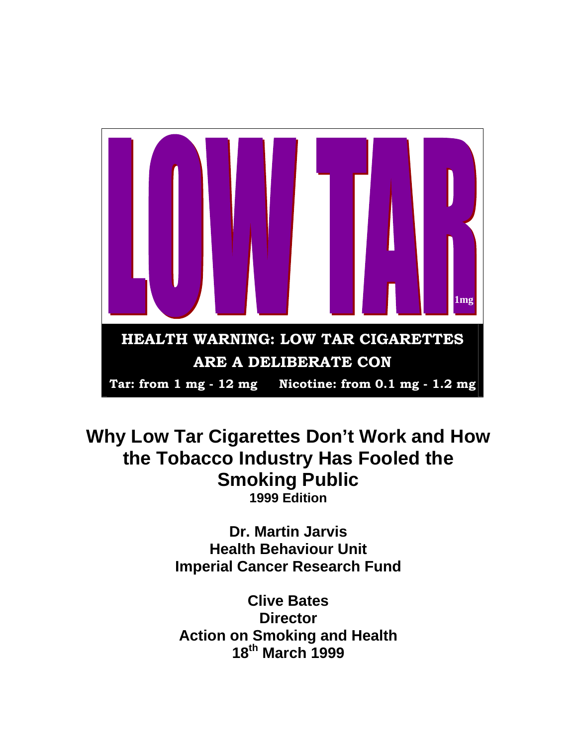LOW TAR

1mg

**HEALTH WARNING: LOW TAR CIGARETTES ARE A DELIBERATE CON**

**Tar: from 1 mg - 12 mg     Nicotine: from 0.1 mg - 1.2 mg**

# Why Low Tar Cigarettes Don't Work and How the Tobacco Industry Has Fooled the Smoking Public

**1999 Edition**

**Dr. Martin Jarvis**
**Health Behaviour Unit**
**Imperial Cancer Research Fund**

**Clive Bates**
**Director**
**Action on Smoking and Health**
**18th March 1999**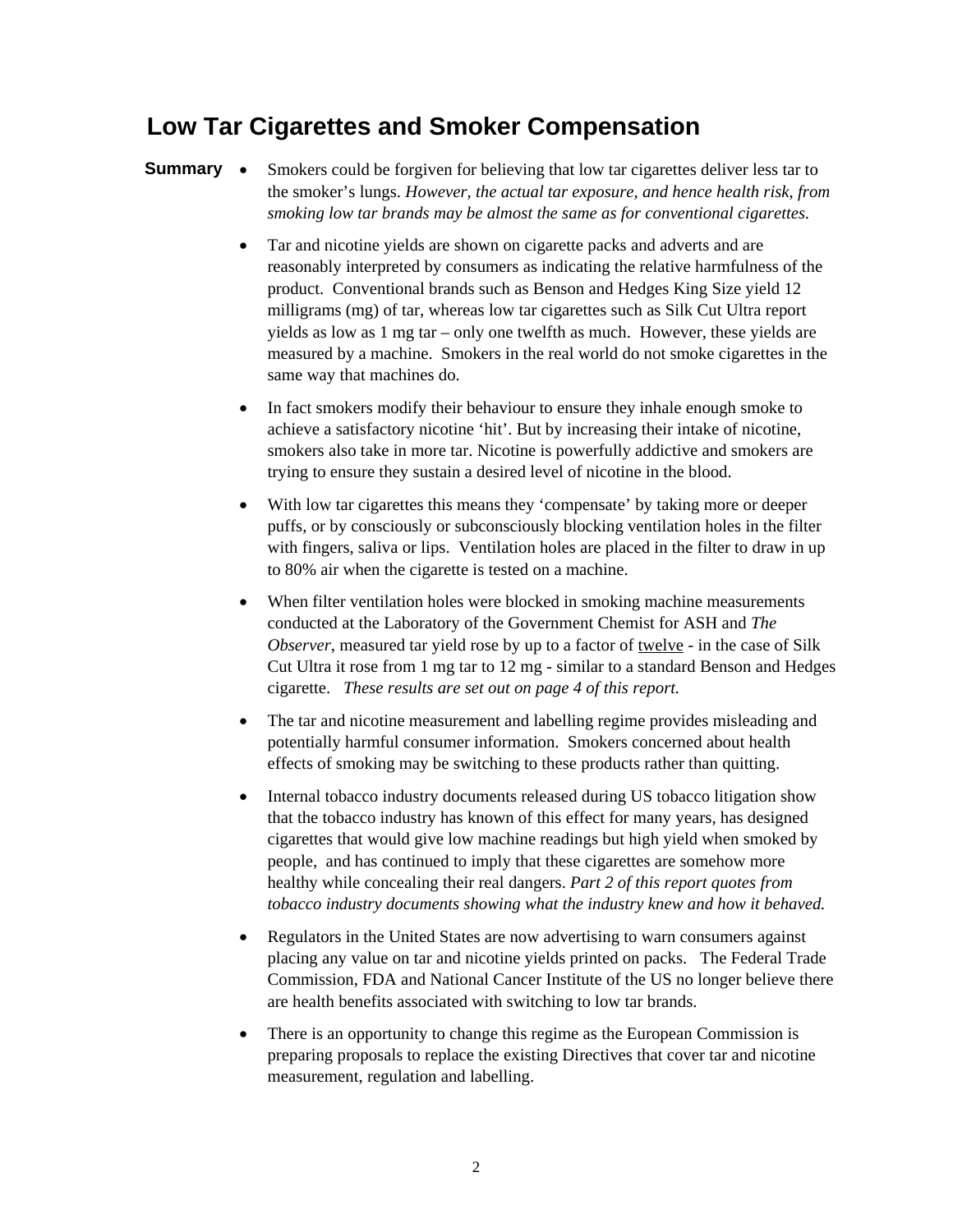# Low Tar Cigarettes and Smoker Compensation

**Summary**

- Smokers could be forgiven for believing that low tar cigarettes deliver less tar to the smoker's lungs. *However, the actual tar exposure, and hence health risk, from smoking low tar brands may be almost the same as for conventional cigarettes.*

- Tar and nicotine yields are shown on cigarette packs and adverts and are reasonably interpreted by consumers as indicating the relative harmfulness of the product. Conventional brands such as Benson and Hedges King Size yield 12 milligrams (mg) of tar, whereas low tar cigarettes such as Silk Cut Ultra report yields as low as 1 mg tar – only one twelfth as much. However, these yields are measured by a machine. Smokers in the real world do not smoke cigarettes in the same way that machines do.

- In fact smokers modify their behaviour to ensure they inhale enough smoke to achieve a satisfactory nicotine 'hit'. But by increasing their intake of nicotine, smokers also take in more tar. Nicotine is powerfully addictive and smokers are trying to ensure they sustain a desired level of nicotine in the blood.

- With low tar cigarettes this means they 'compensate' by taking more or deeper puffs, or by consciously or subconsciously blocking ventilation holes in the filter with fingers, saliva or lips. Ventilation holes are placed in the filter to draw in up to 80% air when the cigarette is tested on a machine.

- When filter ventilation holes were blocked in smoking machine measurements conducted at the Laboratory of the Government Chemist for ASH and *The Observer*, measured tar yield rose by up to a factor of <u>twelve</u> - in the case of Silk Cut Ultra it rose from 1 mg tar to 12 mg - similar to a standard Benson and Hedges cigarette. *These results are set out on page 4 of this report.*

- The tar and nicotine measurement and labelling regime provides misleading and potentially harmful consumer information. Smokers concerned about health effects of smoking may be switching to these products rather than quitting.

- Internal tobacco industry documents released during US tobacco litigation show that the tobacco industry has known of this effect for many years, has designed cigarettes that would give low machine readings but high yield when smoked by people, and has continued to imply that these cigarettes are somehow more healthy while concealing their real dangers. *Part 2 of this report quotes from tobacco industry documents showing what the industry knew and how it behaved.*

- Regulators in the United States are now advertising to warn consumers against placing any value on tar and nicotine yields printed on packs. The Federal Trade Commission, FDA and National Cancer Institute of the US no longer believe there are health benefits associated with switching to low tar brands.

- There is an opportunity to change this regime as the European Commission is preparing proposals to replace the existing Directives that cover tar and nicotine measurement, regulation and labelling.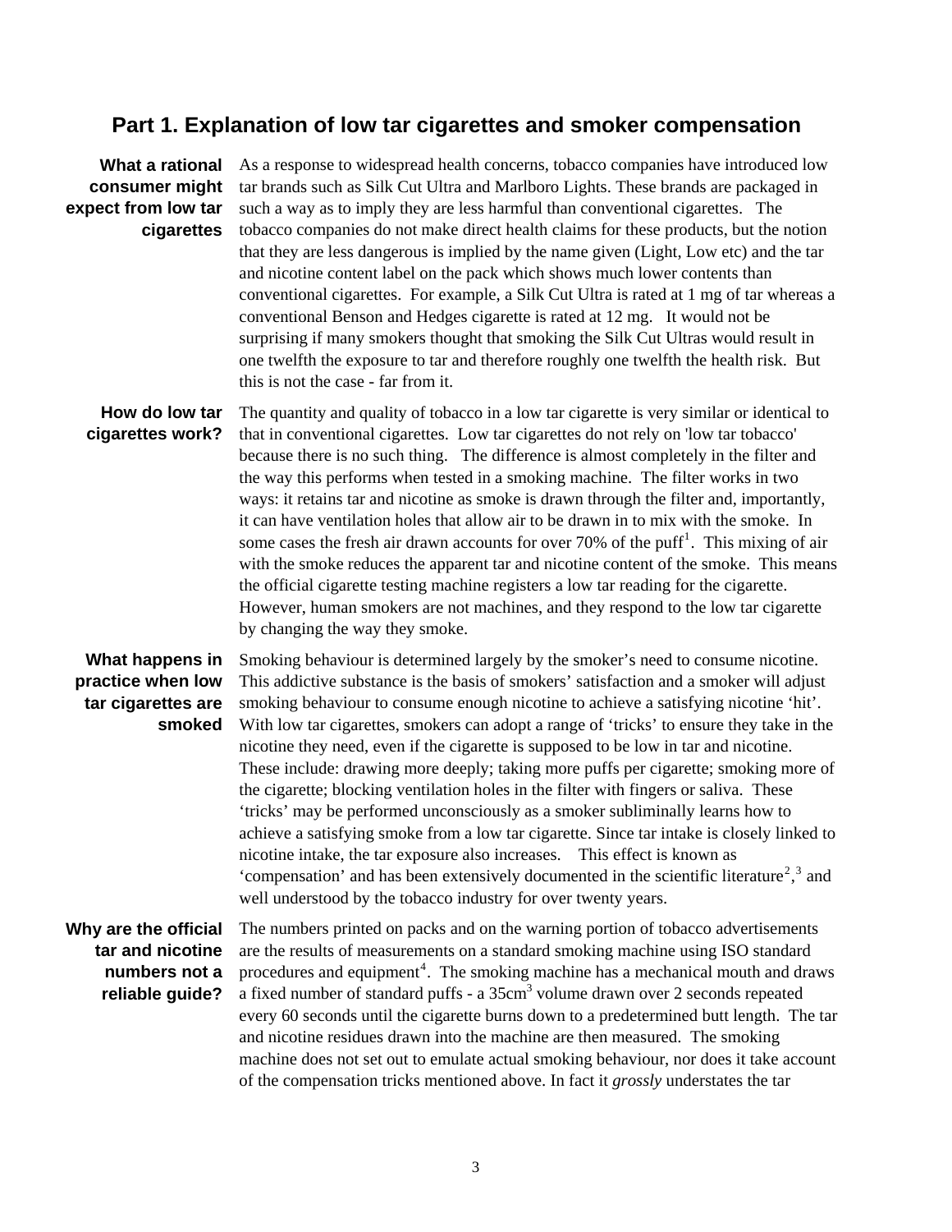## Part 1. Explanation of low tar cigarettes and smoker compensation

**What a rational consumer might expect from low tar cigarettes**

As a response to widespread health concerns, tobacco companies have introduced low tar brands such as Silk Cut Ultra and Marlboro Lights. These brands are packaged in such a way as to imply they are less harmful than conventional cigarettes. The tobacco companies do not make direct health claims for these products, but the notion that they are less dangerous is implied by the name given (Light, Low etc) and the tar and nicotine content label on the pack which shows much lower contents than conventional cigarettes. For example, a Silk Cut Ultra is rated at 1 mg of tar whereas a conventional Benson and Hedges cigarette is rated at 12 mg. It would not be surprising if many smokers thought that smoking the Silk Cut Ultras would result in one twelfth the exposure to tar and therefore roughly one twelfth the health risk. But this is not the case - far from it.

**How do low tar cigarettes work?**

The quantity and quality of tobacco in a low tar cigarette is very similar or identical to that in conventional cigarettes. Low tar cigarettes do not rely on 'low tar tobacco' because there is no such thing. The difference is almost completely in the filter and the way this performs when tested in a smoking machine. The filter works in two ways: it retains tar and nicotine as smoke is drawn through the filter and, importantly, it can have ventilation holes that allow air to be drawn in to mix with the smoke. In some cases the fresh air drawn accounts for over 70% of the puff[1]. This mixing of air with the smoke reduces the apparent tar and nicotine content of the smoke. This means the official cigarette testing machine registers a low tar reading for the cigarette. However, human smokers are not machines, and they respond to the low tar cigarette by changing the way they smoke.

**What happens in practice when low tar cigarettes are smoked**

Smoking behaviour is determined largely by the smoker's need to consume nicotine. This addictive substance is the basis of smokers' satisfaction and a smoker will adjust smoking behaviour to consume enough nicotine to achieve a satisfying nicotine 'hit'. With low tar cigarettes, smokers can adopt a range of 'tricks' to ensure they take in the nicotine they need, even if the cigarette is supposed to be low in tar and nicotine. These include: drawing more deeply; taking more puffs per cigarette; smoking more of the cigarette; blocking ventilation holes in the filter with fingers or saliva. These 'tricks' may be performed unconsciously as a smoker subliminally learns how to achieve a satisfying smoke from a low tar cigarette. Since tar intake is closely linked to nicotine intake, the tar exposure also increases. This effect is known as 'compensation' and has been extensively documented in the scientific literature[2],[3] and well understood by the tobacco industry for over twenty years.

**Why are the official tar and nicotine numbers not a reliable guide?**

The numbers printed on packs and on the warning portion of tobacco advertisements are the results of measurements on a standard smoking machine using ISO standard procedures and equipment[4]. The smoking machine has a mechanical mouth and draws a fixed number of standard puffs - a 35cm$^3$ volume drawn over 2 seconds repeated every 60 seconds until the cigarette burns down to a predetermined butt length. The tar and nicotine residues drawn into the machine are then measured. The smoking machine does not set out to emulate actual smoking behaviour, nor does it take account of the compensation tricks mentioned above. In fact it *grossly* understates the tar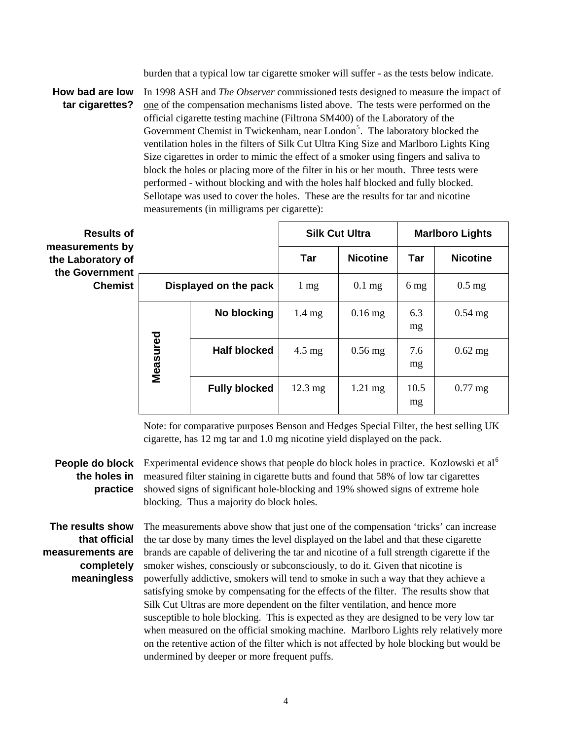burden that a typical low tar cigarette smoker will suffer - as the tests below indicate.

**How bad are low tar cigarettes?**

In 1998 ASH and *The Observer* commissioned tests designed to measure the impact of one of the compensation mechanisms listed above. The tests were performed on the official cigarette testing machine (Filtrona SM400) of the Laboratory of the Government Chemist in Twickenham, near London[5]. The laboratory blocked the ventilation holes in the filters of Silk Cut Ultra King Size and Marlboro Lights King Size cigarettes in order to mimic the effect of a smoker using fingers and saliva to block the holes or placing more of the filter in his or her mouth. Three tests were performed - without blocking and with the holes half blocked and fully blocked. Sellotape was used to cover the holes. These are the results for tar and nicotine measurements (in milligrams per cigarette):

**Results of measurements by the Laboratory of the Government Chemist**

| | | Silk Cut Ultra | | Marlboro Lights | |
|---|---|---|---|---|---|
| | | **Tar** | **Nicotine** | **Tar** | **Nicotine** |
| **Displayed on the pack** | | 1 mg | 0.1 mg | 6 mg | 0.5 mg |
| **Measured** | **No blocking** | 1.4 mg | 0.16 mg | 6.3 mg | 0.54 mg |
| | **Half blocked** | 4.5 mg | 0.56 mg | 7.6 mg | 0.62 mg |
| | **Fully blocked** | 12.3 mg | 1.21 mg | 10.5 mg | 0.77 mg |

Note: for comparative purposes Benson and Hedges Special Filter, the best selling UK cigarette, has 12 mg tar and 1.0 mg nicotine yield displayed on the pack.

**People do block the holes in practice**

Experimental evidence shows that people do block holes in practice. Kozlowski et al[6] measured filter staining in cigarette butts and found that 58% of low tar cigarettes showed signs of significant hole-blocking and 19% showed signs of extreme hole blocking. Thus a majority do block holes.

**The results show that official measurements are completely meaningless**

The measurements above show that just one of the compensation 'tricks' can increase the tar dose by many times the level displayed on the label and that these cigarette brands are capable of delivering the tar and nicotine of a full strength cigarette if the smoker wishes, consciously or subconsciously, to do it. Given that nicotine is powerfully addictive, smokers will tend to smoke in such a way that they achieve a satisfying smoke by compensating for the effects of the filter. The results show that Silk Cut Ultras are more dependent on the filter ventilation, and hence more susceptible to hole blocking. This is expected as they are designed to be very low tar when measured on the official smoking machine. Marlboro Lights rely relatively more on the retentive action of the filter which is not affected by hole blocking but would be undermined by deeper or more frequent puffs.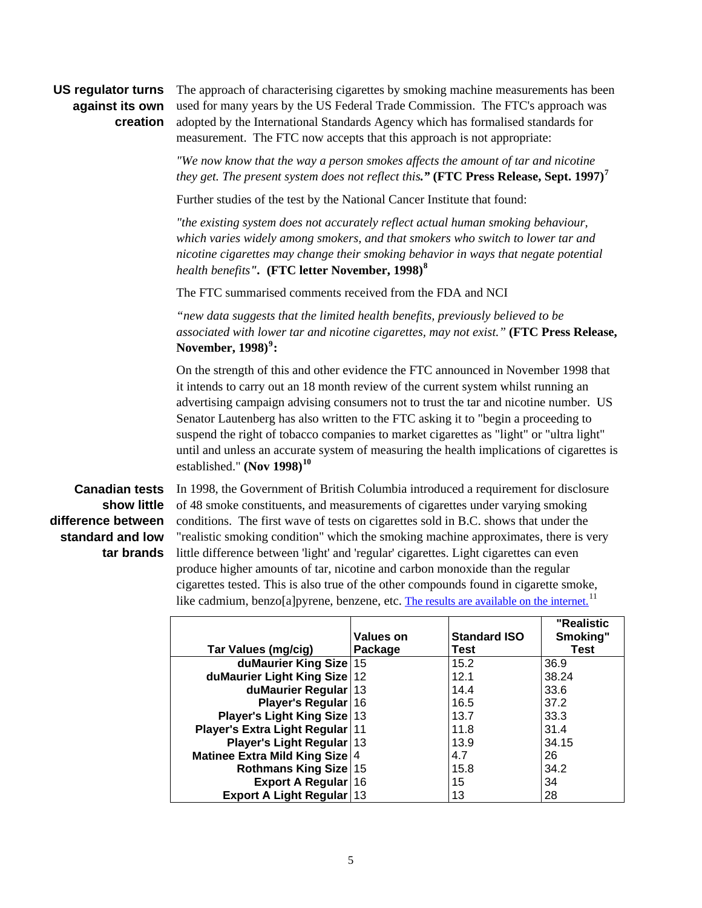**US regulator turns against its own creation**

The approach of characterising cigarettes by smoking machine measurements has been used for many years by the US Federal Trade Commission. The FTC's approach was adopted by the International Standards Agency which has formalised standards for measurement. The FTC now accepts that this approach is not appropriate:

*"We now know that the way a person smokes affects the amount of tar and nicotine they get. The present system does not reflect this."* **(FTC Press Release, Sept. 1997)**[7]

Further studies of the test by the National Cancer Institute that found:

*"the existing system does not accurately reflect actual human smoking behaviour, which varies widely among smokers, and that smokers who switch to lower tar and nicotine cigarettes may change their smoking behavior in ways that negate potential health benefits"*. **(FTC letter November, 1998)**[8]

The FTC summarised comments received from the FDA and NCI

*"new data suggests that the limited health benefits, previously believed to be associated with lower tar and nicotine cigarettes, may not exist."* **(FTC Press Release, November, 1998)**[9]**:**

On the strength of this and other evidence the FTC announced in November 1998 that it intends to carry out an 18 month review of the current system whilst running an advertising campaign advising consumers not to trust the tar and nicotine number. US Senator Lautenberg has also written to the FTC asking it to "begin a proceeding to suspend the right of tobacco companies to market cigarettes as "light" or "ultra light" until and unless an accurate system of measuring the health implications of cigarettes is established." **(Nov 1998)**[10]

**Canadian tests show little difference between standard and low tar brands**

In 1998, the Government of British Columbia introduced a requirement for disclosure of 48 smoke constituents, and measurements of cigarettes under varying smoking conditions. The first wave of tests on cigarettes sold in B.C. shows that under the "realistic smoking condition" which the smoking machine approximates, there is very little difference between 'light' and 'regular' cigarettes. Light cigarettes can even produce higher amounts of tar, nicotine and carbon monoxide than the regular cigarettes tested. This is also true of the other compounds found in cigarette smoke, like cadmium, benzo[a]pyrene, benzene, etc. The results are available on the internet.[11]

| Tar Values (mg/cig) | Values on Package | Standard ISO Test | "Realistic Smoking" Test |
|---|---|---|---|
| duMaurier King Size | 15 | 15.2 | 36.9 |
| duMaurier Light King Size | 12 | 12.1 | 38.24 |
| duMaurier Regular | 13 | 14.4 | 33.6 |
| Player's Regular | 16 | 16.5 | 37.2 |
| Player's Light King Size | 13 | 13.7 | 33.3 |
| Player's Extra Light Regular | 11 | 11.8 | 31.4 |
| Player's Light Regular | 13 | 13.9 | 34.15 |
| Matinee Extra Mild King Size | 4 | 4.7 | 26 |
| Rothmans King Size | 15 | 15.8 | 34.2 |
| Export A Regular | 16 | 15 | 34 |
| Export A Light Regular | 13 | 13 | 28 |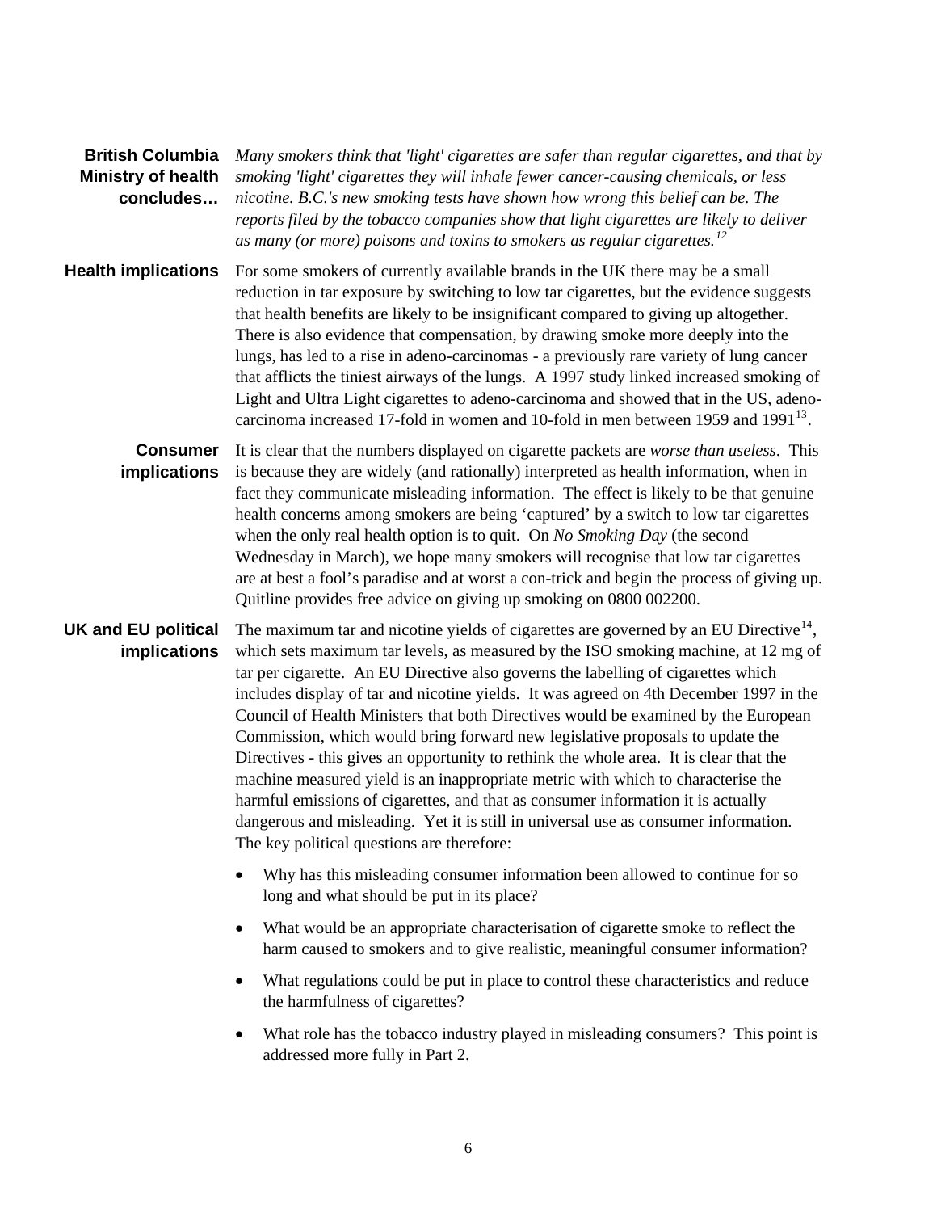**British Columbia Ministry of health concludes…**

*Many smokers think that 'light' cigarettes are safer than regular cigarettes, and that by smoking 'light' cigarettes they will inhale fewer cancer-causing chemicals, or less nicotine. B.C.'s new smoking tests have shown how wrong this belief can be. The reports filed by the tobacco companies show that light cigarettes are likely to deliver as many (or more) poisons and toxins to smokers as regular cigarettes.*[12]

**Health implications**

For some smokers of currently available brands in the UK there may be a small reduction in tar exposure by switching to low tar cigarettes, but the evidence suggests that health benefits are likely to be insignificant compared to giving up altogether. There is also evidence that compensation, by drawing smoke more deeply into the lungs, has led to a rise in adeno-carcinomas - a previously rare variety of lung cancer that afflicts the tiniest airways of the lungs. A 1997 study linked increased smoking of Light and Ultra Light cigarettes to adeno-carcinoma and showed that in the US, adeno-carcinoma increased 17-fold in women and 10-fold in men between 1959 and 1991[13].

**Consumer implications**

It is clear that the numbers displayed on cigarette packets are *worse than useless*. This is because they are widely (and rationally) interpreted as health information, when in fact they communicate misleading information. The effect is likely to be that genuine health concerns among smokers are being 'captured' by a switch to low tar cigarettes when the only real health option is to quit. On *No Smoking Day* (the second Wednesday in March), we hope many smokers will recognise that low tar cigarettes are at best a fool's paradise and at worst a con-trick and begin the process of giving up. Quitline provides free advice on giving up smoking on 0800 002200.

**UK and EU political implications**

The maximum tar and nicotine yields of cigarettes are governed by an EU Directive[14], which sets maximum tar levels, as measured by the ISO smoking machine, at 12 mg of tar per cigarette. An EU Directive also governs the labelling of cigarettes which includes display of tar and nicotine yields. It was agreed on 4th December 1997 in the Council of Health Ministers that both Directives would be examined by the European Commission, which would bring forward new legislative proposals to update the Directives - this gives an opportunity to rethink the whole area. It is clear that the machine measured yield is an inappropriate metric with which to characterise the harmful emissions of cigarettes, and that as consumer information it is actually dangerous and misleading. Yet it is still in universal use as consumer information. The key political questions are therefore:

- Why has this misleading consumer information been allowed to continue for so long and what should be put in its place?
- What would be an appropriate characterisation of cigarette smoke to reflect the harm caused to smokers and to give realistic, meaningful consumer information?
- What regulations could be put in place to control these characteristics and reduce the harmfulness of cigarettes?
- What role has the tobacco industry played in misleading consumers? This point is addressed more fully in Part 2.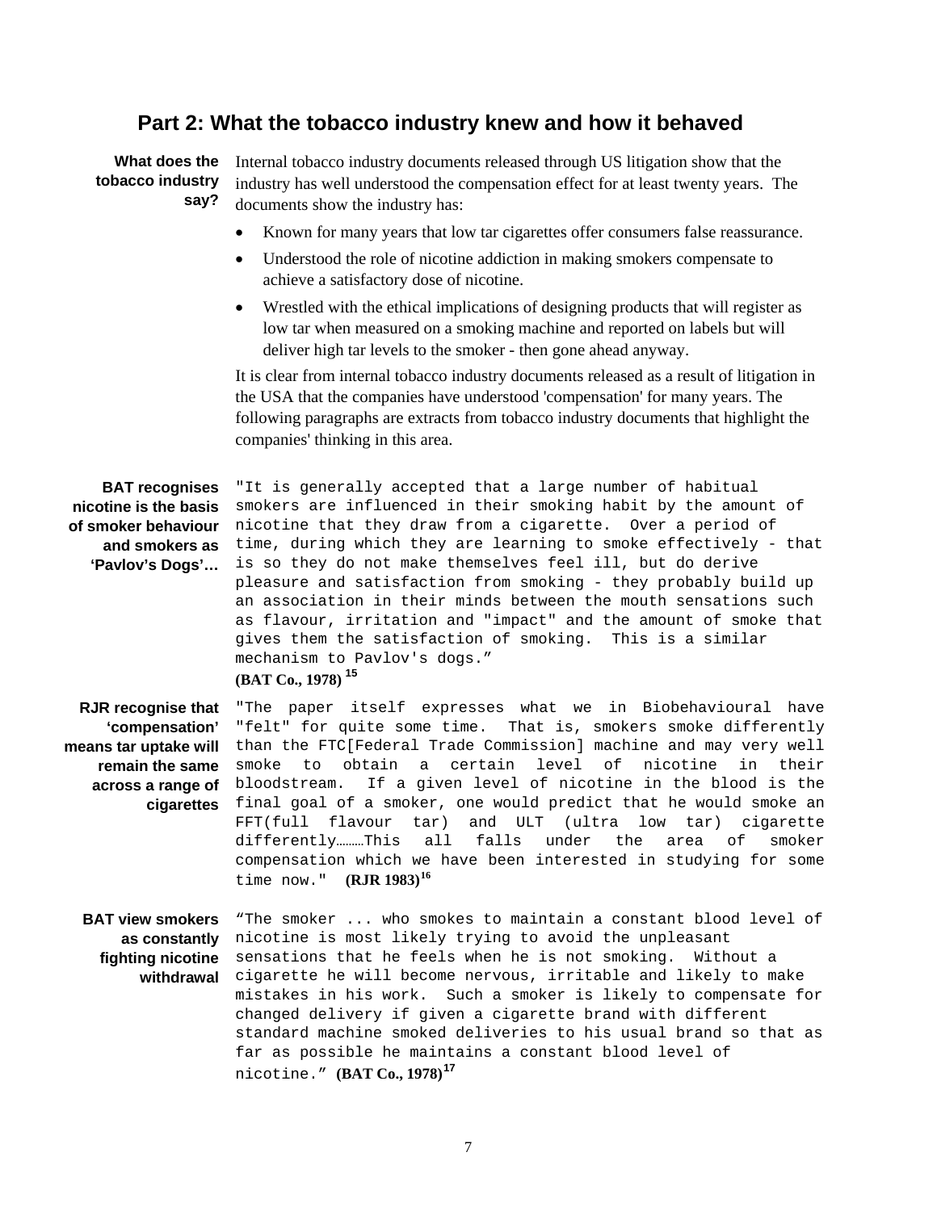## Part 2: What the tobacco industry knew and how it behaved

**What does the tobacco industry say?**

Internal tobacco industry documents released through US litigation show that the industry has well understood the compensation effect for at least twenty years. The documents show the industry has:

- Known for many years that low tar cigarettes offer consumers false reassurance.
- Understood the role of nicotine addiction in making smokers compensate to achieve a satisfactory dose of nicotine.
- Wrestled with the ethical implications of designing products that will register as low tar when measured on a smoking machine and reported on labels but will deliver high tar levels to the smoker - then gone ahead anyway.

It is clear from internal tobacco industry documents released as a result of litigation in the USA that the companies have understood 'compensation' for many years. The following paragraphs are extracts from tobacco industry documents that highlight the companies' thinking in this area.

**BAT recognises nicotine is the basis of smoker behaviour and smokers as 'Pavlov's Dogs'…**

"It is generally accepted that a large number of habitual smokers are influenced in their smoking habit by the amount of nicotine that they draw from a cigarette. Over a period of time, during which they are learning to smoke effectively - that is so they do not make themselves feel ill, but do derive pleasure and satisfaction from smoking - they probably build up an association in their minds between the mouth sensations such as flavour, irritation and "impact" and the amount of smoke that gives them the satisfaction of smoking. This is a similar mechanism to Pavlov's dogs."
**(BAT Co., 1978)** [15]

**RJR recognise that 'compensation' means tar uptake will remain the same across a range of cigarettes**

"The paper itself expresses what we in Biobehavioural have "felt" for quite some time. That is, smokers smoke differently than the FTC[Federal Trade Commission] machine and may very well smoke to obtain a certain level of nicotine in their bloodstream. If a given level of nicotine in the blood is the final goal of a smoker, one would predict that he would smoke an FFT(full flavour tar) and ULT (ultra low tar) cigarette differently………This all falls under the area of smoker compensation which we have been interested in studying for some time now." **(RJR 1983)** [16]

**BAT view smokers as constantly fighting nicotine withdrawal**

"The smoker ... who smokes to maintain a constant blood level of nicotine is most likely trying to avoid the unpleasant sensations that he feels when he is not smoking. Without a cigarette he will become nervous, irritable and likely to make mistakes in his work. Such a smoker is likely to compensate for changed delivery if given a cigarette brand with different standard machine smoked deliveries to his usual brand so that as far as possible he maintains a constant blood level of nicotine." **(BAT Co., 1978)** [17]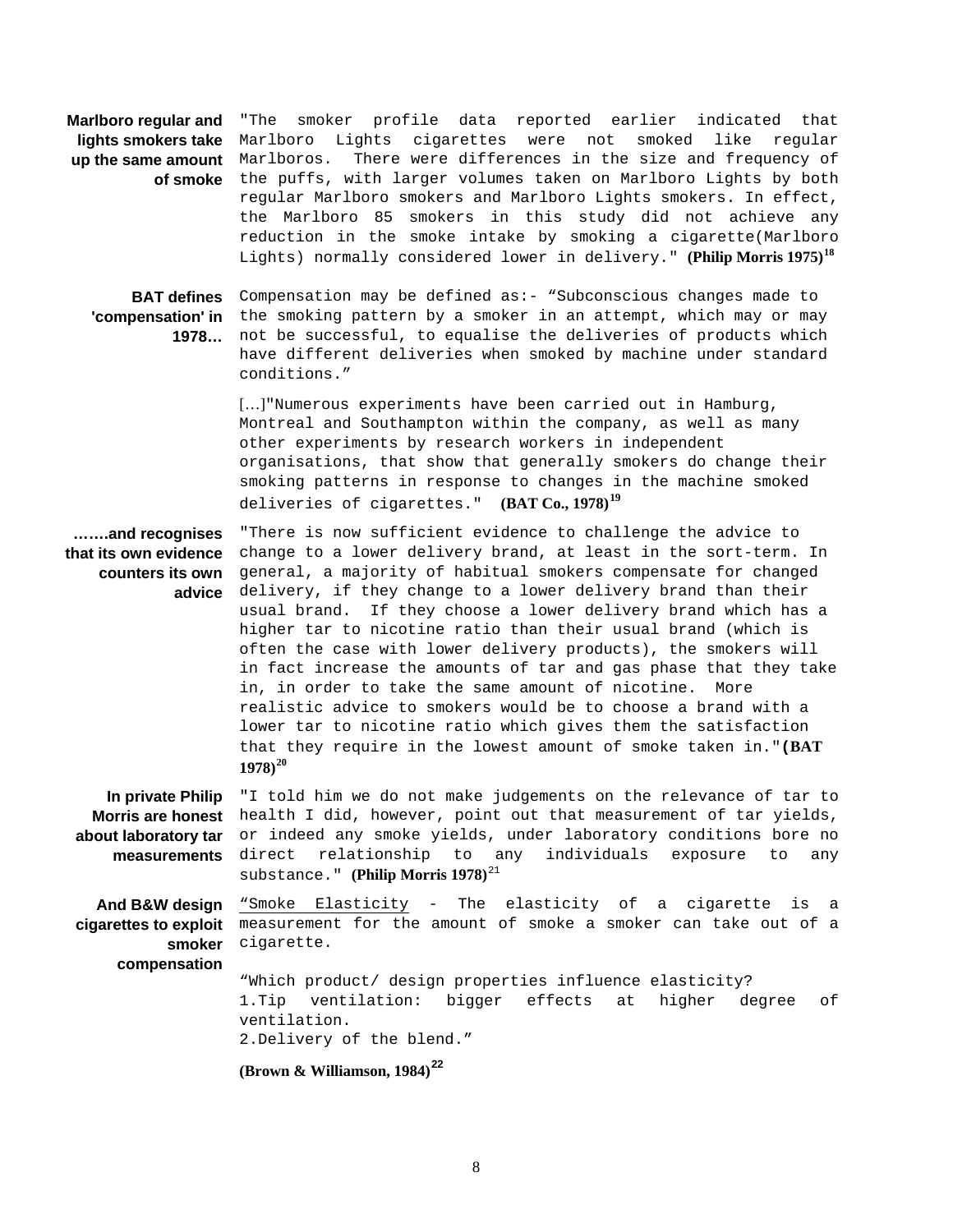**Marlboro regular and lights smokers take up the same amount of smoke**

"The smoker profile data reported earlier indicated that Marlboro Lights cigarettes were not smoked like regular Marlboros. There were differences in the size and frequency of the puffs, with larger volumes taken on Marlboro Lights by both regular Marlboro smokers and Marlboro Lights smokers. In effect, the Marlboro 85 smokers in this study did not achieve any reduction in the smoke intake by smoking a cigarette(Marlboro Lights) normally considered lower in delivery." **(Philip Morris 1975)**[18]

**BAT defines 'compensation' in 1978…**

Compensation may be defined as:- "Subconscious changes made to the smoking pattern by a smoker in an attempt, which may or may not be successful, to equalise the deliveries of products which have different deliveries when smoked by machine under standard conditions."

[…]"Numerous experiments have been carried out in Hamburg, Montreal and Southampton within the company, as well as many other experiments by research workers in independent organisations, that show that generally smokers do change their smoking patterns in response to changes in the machine smoked deliveries of cigarettes." **(BAT Co., 1978)**[19]

**…….and recognises that its own evidence counters its own advice**

"There is now sufficient evidence to challenge the advice to change to a lower delivery brand, at least in the sort-term. In general, a majority of habitual smokers compensate for changed delivery, if they change to a lower delivery brand than their usual brand. If they choose a lower delivery brand which has a higher tar to nicotine ratio than their usual brand (which is often the case with lower delivery products), the smokers will in fact increase the amounts of tar and gas phase that they take in, in order to take the same amount of nicotine. More realistic advice to smokers would be to choose a brand with a lower tar to nicotine ratio which gives them the satisfaction that they require in the lowest amount of smoke taken in."**(BAT 1978)**[20]

**In private Philip Morris are honest about laboratory tar measurements**

"I told him we do not make judgements on the relevance of tar to health I did, however, point out that measurement of tar yields, or indeed any smoke yields, under laboratory conditions bore no direct relationship to any individuals exposure to any substance." **(Philip Morris 1978)**[21]

**And B&W design cigarettes to exploit smoker compensation**

"Smoke Elasticity - The elasticity of a cigarette is a measurement for the amount of smoke a smoker can take out of a cigarette.

"Which product/ design properties influence elasticity?
1. Tip ventilation: bigger effects at higher degree of ventilation.
2. Delivery of the blend."

**(Brown & Williamson, 1984)**[22]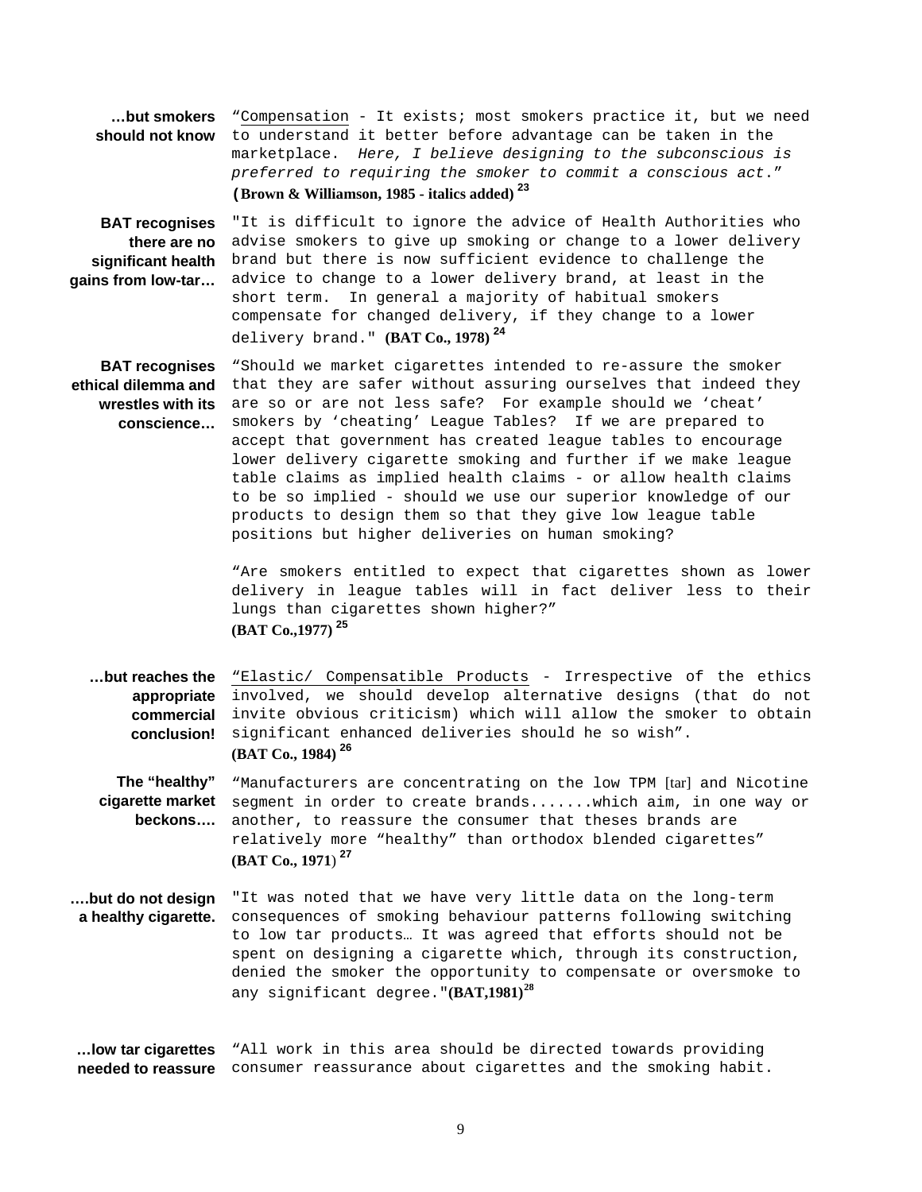**…but smokers should not know**

"Compensation - It exists; most smokers practice it, but we need to understand it better before advantage can be taken in the marketplace. *Here, I believe designing to the subconscious is preferred to requiring the smoker to commit a conscious act.*" **(Brown & Williamson, 1985 - italics added)** [23]

**BAT recognises there are no significant health gains from low-tar…**

"It is difficult to ignore the advice of Health Authorities who advise smokers to give up smoking or change to a lower delivery brand but there is now sufficient evidence to challenge the advice to change to a lower delivery brand, at least in the short term. In general a majority of habitual smokers compensate for changed delivery, if they change to a lower delivery brand." **(BAT Co., 1978)** [24]

**BAT recognises ethical dilemma and wrestles with its conscience…**

"Should we market cigarettes intended to re-assure the smoker that they are safer without assuring ourselves that indeed they are so or are not less safe? For example should we 'cheat' smokers by 'cheating' League Tables? If we are prepared to accept that government has created league tables to encourage lower delivery cigarette smoking and further if we make league table claims as implied health claims - or allow health claims to be so implied - should we use our superior knowledge of our products to design them so that they give low league table positions but higher deliveries on human smoking?

"Are smokers entitled to expect that cigarettes shown as lower delivery in league tables will in fact deliver less to their lungs than cigarettes shown higher?" **(BAT Co.,1977)** [25]

**…but reaches the appropriate commercial conclusion!**

"Elastic/ Compensatible Products - Irrespective of the ethics involved, we should develop alternative designs (that do not invite obvious criticism) which will allow the smoker to obtain significant enhanced deliveries should he so wish". **(BAT Co., 1984)** [26]

**The "healthy" cigarette market beckons….**

"Manufacturers are concentrating on the low TPM [tar] and Nicotine segment in order to create brands.......which aim, in one way or another, to reassure the consumer that theses brands are relatively more "healthy" than orthodox blended cigarettes" **(BAT Co., 1971)** [27]

**….but do not design a healthy cigarette.**

"It was noted that we have very little data on the long-term consequences of smoking behaviour patterns following switching to low tar products… It was agreed that efforts should not be spent on designing a cigarette which, through its construction, denied the smoker the opportunity to compensate or oversmoke to any significant degree."**(BAT,1981)**[28]

**…low tar cigarettes needed to reassure**

"All work in this area should be directed towards providing consumer reassurance about cigarettes and the smoking habit.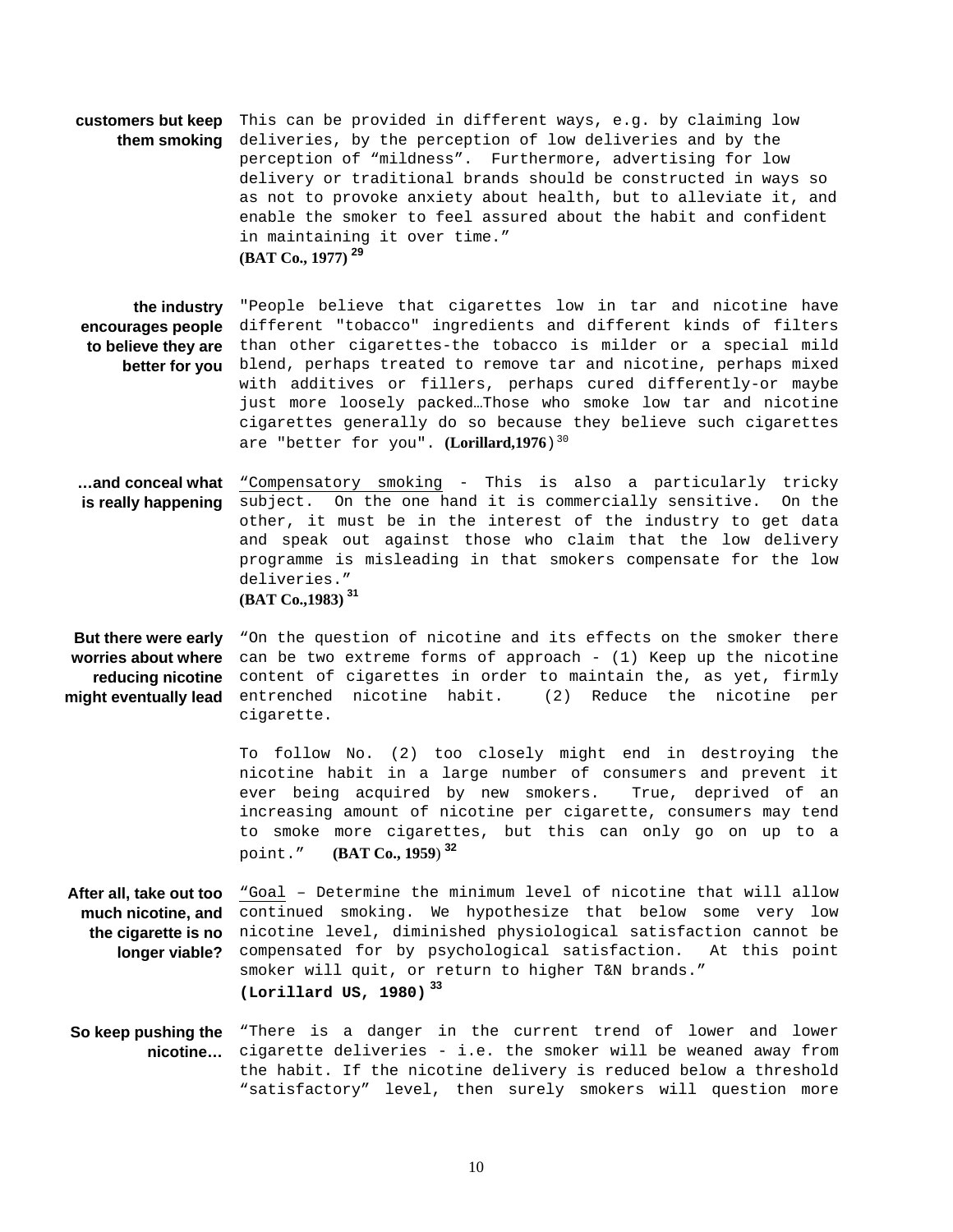**customers but keep them smoking**

This can be provided in different ways, e.g. by claiming low deliveries, by the perception of low deliveries and by the perception of "mildness". Furthermore, advertising for low delivery or traditional brands should be constructed in ways so as not to provoke anxiety about health, but to alleviate it, and enable the smoker to feel assured about the habit and confident in maintaining it over time."
**(BAT Co., 1977)** [29]

**the industry encourages people to believe they are better for you**

"People believe that cigarettes low in tar and nicotine have different "tobacco" ingredients and different kinds of filters than other cigarettes-the tobacco is milder or a special mild blend, perhaps treated to remove tar and nicotine, perhaps mixed with additives or fillers, perhaps cured differently-or maybe just more loosely packed…Those who smoke low tar and nicotine cigarettes generally do so because they believe such cigarettes are "better for you". **(Lorillard,1976**) [30]

**…and conceal what is really happening**

"Compensatory smoking - This is also a particularly tricky subject. On the one hand it is commercially sensitive. On the other, it must be in the interest of the industry to get data and speak out against those who claim that the low delivery programme is misleading in that smokers compensate for the low deliveries."
**(BAT Co.,1983)** [31]

**But there were early worries about where reducing nicotine might eventually lead**

"On the question of nicotine and its effects on the smoker there can be two extreme forms of approach - (1) Keep up the nicotine content of cigarettes in order to maintain the, as yet, firmly entrenched nicotine habit. (2) Reduce the nicotine per cigarette.

To follow No. (2) too closely might end in destroying the nicotine habit in a large number of consumers and prevent it ever being acquired by new smokers. True, deprived of an increasing amount of nicotine per cigarette, consumers may tend to smoke more cigarettes, but this can only go on up to a point." **(BAT Co., 1959**) [32]

**After all, take out too much nicotine, and the cigarette is no longer viable?**

"Goal – Determine the minimum level of nicotine that will allow continued smoking. We hypothesize that below some very low nicotine level, diminished physiological satisfaction cannot be compensated for by psychological satisfaction. At this point smoker will quit, or return to higher T&N brands."
**(Lorillard US, 1980)** [33]

**So keep pushing the nicotine…**

"There is a danger in the current trend of lower and lower cigarette deliveries - i.e. the smoker will be weaned away from the habit. If the nicotine delivery is reduced below a threshold "satisfactory" level, then surely smokers will question more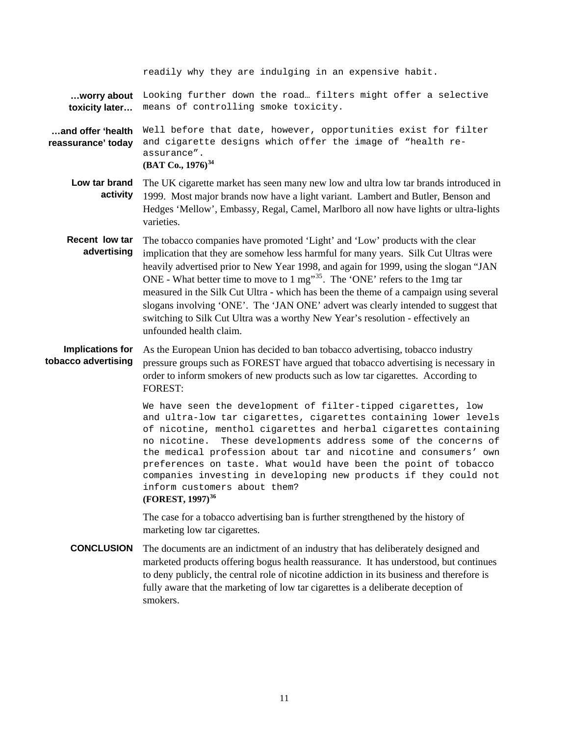readily why they are indulging in an expensive habit.

**…worry about toxicity later…**

Looking further down the road… filters might offer a selective means of controlling smoke toxicity.

**…and offer 'health reassurance' today**

Well before that date, however, opportunities exist for filter and cigarette designs which offer the image of "health re-assurance".
**(BAT Co., 1976)**[34]

**Low tar brand activity**

The UK cigarette market has seen many new low and ultra low tar brands introduced in 1999. Most major brands now have a light variant. Lambert and Butler, Benson and Hedges 'Mellow', Embassy, Regal, Camel, Marlboro all now have lights or ultra-lights varieties.

**Recent low tar advertising**

The tobacco companies have promoted 'Light' and 'Low' products with the clear implication that they are somehow less harmful for many years. Silk Cut Ultras were heavily advertised prior to New Year 1998, and again for 1999, using the slogan "JAN ONE - What better time to move to 1 mg"[35]. The 'ONE' refers to the 1mg tar measured in the Silk Cut Ultra - which has been the theme of a campaign using several slogans involving 'ONE'. The 'JAN ONE' advert was clearly intended to suggest that switching to Silk Cut Ultra was a worthy New Year's resolution - effectively an unfounded health claim.

**Implications for tobacco advertising**

As the European Union has decided to ban tobacco advertising, tobacco industry pressure groups such as FOREST have argued that tobacco advertising is necessary in order to inform smokers of new products such as low tar cigarettes. According to FOREST:

We have seen the development of filter-tipped cigarettes, low and ultra-low tar cigarettes, cigarettes containing lower levels of nicotine, menthol cigarettes and herbal cigarettes containing no nicotine. These developments address some of the concerns of the medical profession about tar and nicotine and consumers' own preferences on taste. What would have been the point of tobacco companies investing in developing new products if they could not inform customers about them?
**(FOREST, 1997)**[36]

The case for a tobacco advertising ban is further strengthened by the history of marketing low tar cigarettes.

## CONCLUSION

The documents are an indictment of an industry that has deliberately designed and marketed products offering bogus health reassurance. It has understood, but continues to deny publicly, the central role of nicotine addiction in its business and therefore is fully aware that the marketing of low tar cigarettes is a deliberate deception of smokers.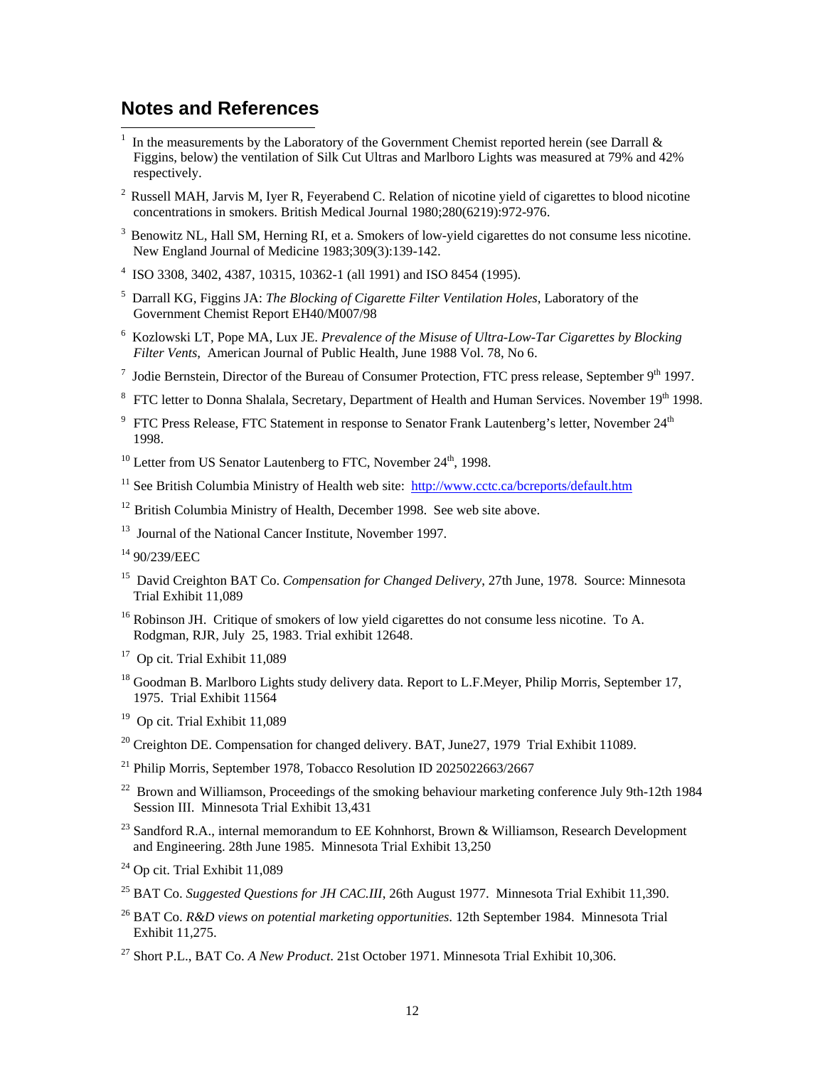## Notes and References

[1] In the measurements by the Laboratory of the Government Chemist reported herein (see Darrall & Figgins, below) the ventilation of Silk Cut Ultras and Marlboro Lights was measured at 79% and 42% respectively.

[2] Russell MAH, Jarvis M, Iyer R, Feyerabend C. Relation of nicotine yield of cigarettes to blood nicotine concentrations in smokers. British Medical Journal 1980;280(6219):972-976.

[3] Benowitz NL, Hall SM, Herning RI, et a. Smokers of low-yield cigarettes do not consume less nicotine. New England Journal of Medicine 1983;309(3):139-142.

[4] ISO 3308, 3402, 4387, 10315, 10362-1 (all 1991) and ISO 8454 (1995).

[5] Darrall KG, Figgins JA: *The Blocking of Cigarette Filter Ventilation Holes*, Laboratory of the Government Chemist Report EH40/M007/98

[6] Kozlowski LT, Pope MA, Lux JE. *Prevalence of the Misuse of Ultra-Low-Tar Cigarettes by Blocking Filter Vents*, American Journal of Public Health, June 1988 Vol. 78, No 6.

[7] Jodie Bernstein, Director of the Bureau of Consumer Protection, FTC press release, September 9th 1997.

[8] FTC letter to Donna Shalala, Secretary, Department of Health and Human Services. November 19th 1998.

[9] FTC Press Release, FTC Statement in response to Senator Frank Lautenberg's letter, November 24th 1998.

[10] Letter from US Senator Lautenberg to FTC, November 24th, 1998.

[11] See British Columbia Ministry of Health web site: http://www.cctc.ca/bcreports/default.htm

[12] British Columbia Ministry of Health, December 1998. See web site above.

[13] Journal of the National Cancer Institute, November 1997.

[14] 90/239/EEC

[15] David Creighton BAT Co. *Compensation for Changed Delivery*, 27th June, 1978. Source: Minnesota Trial Exhibit 11,089

[16] Robinson JH. Critique of smokers of low yield cigarettes do not consume less nicotine. To A. Rodgman, RJR, July 25, 1983. Trial exhibit 12648.

[17] Op cit. Trial Exhibit 11,089

[18] Goodman B. Marlboro Lights study delivery data. Report to L.F.Meyer, Philip Morris, September 17, 1975. Trial Exhibit 11564

[19] Op cit. Trial Exhibit 11,089

[20] Creighton DE. Compensation for changed delivery. BAT, June27, 1979 Trial Exhibit 11089.

[21] Philip Morris, September 1978, Tobacco Resolution ID 2025022663/2667

[22] Brown and Williamson, Proceedings of the smoking behaviour marketing conference July 9th-12th 1984 Session III. Minnesota Trial Exhibit 13,431

[23] Sandford R.A., internal memorandum to EE Kohnhorst, Brown & Williamson, Research Development and Engineering. 28th June 1985. Minnesota Trial Exhibit 13,250

[24] Op cit. Trial Exhibit 11,089

[25] BAT Co. *Suggested Questions for JH CAC.III*, 26th August 1977. Minnesota Trial Exhibit 11,390.

[26] BAT Co. *R&D views on potential marketing opportunities*. 12th September 1984. Minnesota Trial Exhibit 11,275.

[27] Short P.L., BAT Co. *A New Product*. 21st October 1971. Minnesota Trial Exhibit 10,306.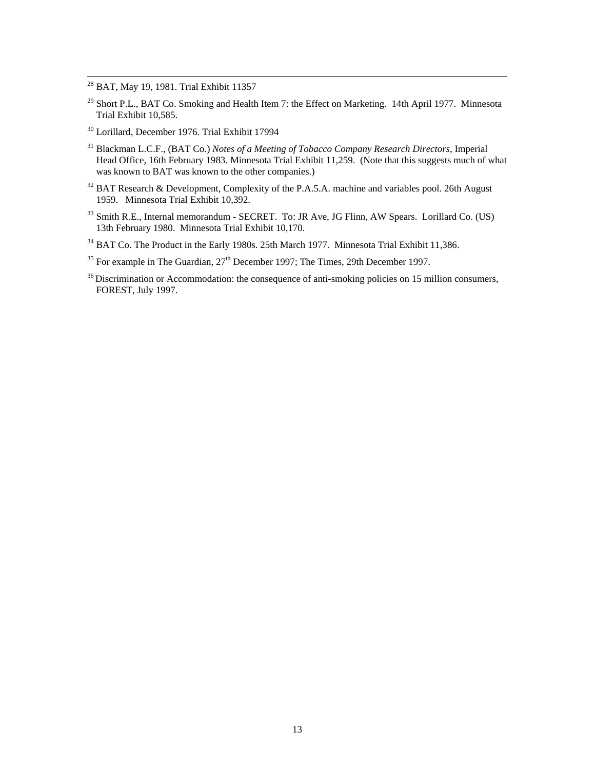[28] BAT, May 19, 1981. Trial Exhibit 11357

[29] Short P.L., BAT Co. Smoking and Health Item 7: the Effect on Marketing. 14th April 1977. Minnesota Trial Exhibit 10,585.

[30] Lorillard, December 1976. Trial Exhibit 17994

[31] Blackman L.C.F., (BAT Co.) *Notes of a Meeting of Tobacco Company Research Directors*, Imperial Head Office, 16th February 1983. Minnesota Trial Exhibit 11,259. (Note that this suggests much of what was known to BAT was known to the other companies.)

[32] BAT Research & Development, Complexity of the P.A.5.A. machine and variables pool. 26th August 1959. Minnesota Trial Exhibit 10,392.

[33] Smith R.E., Internal memorandum - SECRET. To: JR Ave, JG Flinn, AW Spears. Lorillard Co. (US) 13th February 1980. Minnesota Trial Exhibit 10,170.

[34] BAT Co. The Product in the Early 1980s. 25th March 1977. Minnesota Trial Exhibit 11,386.

[35] For example in The Guardian, 27th December 1997; The Times, 29th December 1997.

[36] Discrimination or Accommodation: the consequence of anti-smoking policies on 15 million consumers, FOREST, July 1997.